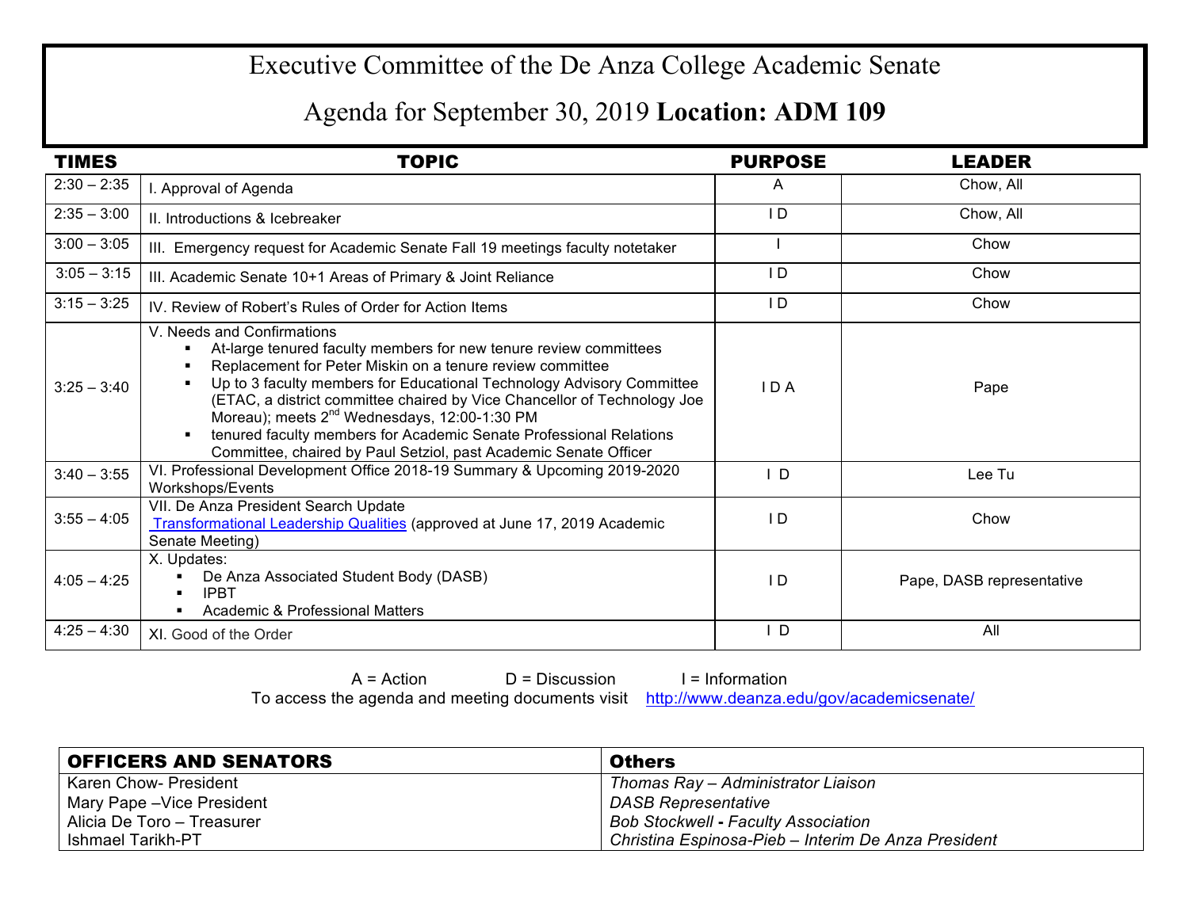# Executive Committee of the De Anza College Academic Senate

## Agenda for September 30, 2019 **Location: ADM 109**

| TIMES | TOPIC | PURPOSE | LEADER |
|---|---|---|---|
| 2:30 – 2:35 | I. Approval of Agenda | A | Chow, All |
| 2:35 – 3:00 | II. Introductions & Icebreaker | I D | Chow, All |
| 3:00 – 3:05 | III. Emergency request for Academic Senate Fall 19 meetings faculty notetaker | I | Chow |
| 3:05 – 3:15 | III. Academic Senate 10+1 Areas of Primary & Joint Reliance | I D | Chow |
| 3:15 – 3:25 | IV. Review of Robert's Rules of Order for Action Items | I D | Chow |
| 3:25 – 3:40 | V. Needs and Confirmations<br>▪ At-large tenured faculty members for new tenure review committees<br>▪ Replacement for Peter Miskin on a tenure review committee<br>▪ Up to 3 faculty members for Educational Technology Advisory Committee (ETAC, a district committee chaired by Vice Chancellor of Technology Joe Moreau); meets 2nd Wednesdays, 12:00-1:30 PM<br>▪ tenured faculty members for Academic Senate Professional Relations Committee, chaired by Paul Setziol, past Academic Senate Officer | I D A | Pape |
| 3:40 – 3:55 | VI. Professional Development Office 2018-19 Summary & Upcoming 2019-2020 Workshops/Events | I D | Lee Tu |
| 3:55 – 4:05 | VII. De Anza President Search Update<br>Transformational Leadership Qualities (approved at June 17, 2019 Academic Senate Meeting) | I D | Chow |
| 4:05 – 4:25 | X. Updates:<br>▪ De Anza Associated Student Body (DASB)<br>▪ IPBT<br>▪ Academic & Professional Matters | I D | Pape, DASB representative |
| 4:25 – 4:30 | XI. Good of the Order | I D | All |

A = Action D = Discussion I = Information

To access the agenda and meeting documents visit http://www.deanza.edu/gov/academicsenate/

| OFFICERS AND SENATORS | Others |
|---|---|
| Karen Chow- President | *Thomas Ray – Administrator Liaison* |
| Mary Pape –Vice President | *DASB Representative* |
| Alicia De Toro – Treasurer | *Bob Stockwell - Faculty Association* |
| Ishmael Tarikh-PT | *Christina Espinosa-Pieb – Interim De Anza President* |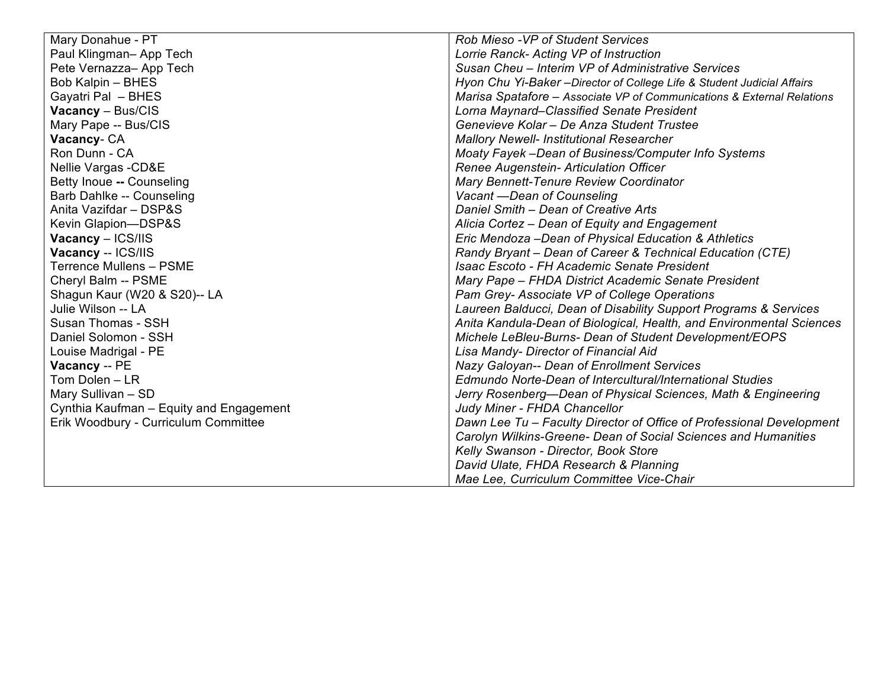| | |
|---|---|
| Mary Donahue - PT | *Rob Mieso -VP of Student Services* |
| Paul Klingman– App Tech | *Lorrie Ranck- Acting VP of Instruction* |
| Pete Vernazza– App Tech | *Susan Cheu – Interim VP of Administrative Services* |
| Bob Kalpin – BHES | *Hyon Chu Yi-Baker –Director of College Life & Student Judicial Affairs* |
| Gayatri Pal – BHES | *Marisa Spatafore – Associate VP of Communications & External Relations* |
| **Vacancy** – Bus/CIS | *Lorna Maynard–Classified Senate President* |
| Mary Pape -- Bus/CIS | *Genevieve Kolar – De Anza Student Trustee* |
| **Vacancy**- CA | *Mallory Newell- Institutional Researcher* |
| Ron Dunn - CA | *Moaty Fayek –Dean of Business/Computer Info Systems* |
| Nellie Vargas -CD&E | *Renee Augenstein- Articulation Officer* |
| Betty Inoue **--** Counseling | *Mary Bennett-Tenure Review Coordinator* |
| Barb Dahlke -- Counseling | *Vacant —Dean of Counseling* |
| Anita Vazifdar – DSP&S | *Daniel Smith – Dean of Creative Arts* |
| Kevin Glapion—DSP&S | *Alicia Cortez – Dean of Equity and Engagement* |
| **Vacancy** – ICS/IIS | *Eric Mendoza –Dean of Physical Education & Athletics* |
| **Vacancy** -- ICS/IIS | *Randy Bryant – Dean of Career & Technical Education (CTE)* |
| Terrence Mullens – PSME | *Isaac Escoto - FH Academic Senate President* |
| Cheryl Balm -- PSME | *Mary Pape – FHDA District Academic Senate President* |
| Shagun Kaur (W20 & S20)-- LA | *Pam Grey- Associate VP of College Operations* |
| Julie Wilson -- LA | *Laureen Balducci, Dean of Disability Support Programs & Services* |
| Susan Thomas - SSH | *Anita Kandula-Dean of Biological, Health, and Environmental Sciences* |
| Daniel Solomon - SSH | *Michele LeBleu-Burns- Dean of Student Development/EOPS* |
| Louise Madrigal - PE | *Lisa Mandy- Director of Financial Aid* |
| **Vacancy** -- PE | *Nazy Galoyan-- Dean of Enrollment Services* |
| Tom Dolen – LR | *Edmundo Norte-Dean of Intercultural/International Studies* |
| Mary Sullivan – SD | *Jerry Rosenberg—Dean of Physical Sciences, Math & Engineering* |
| Cynthia Kaufman – Equity and Engagement | *Judy Miner - FHDA Chancellor* |
| Erik Woodbury - Curriculum Committee | *Dawn Lee Tu – Faculty Director of Office of Professional Development* |
| | *Carolyn Wilkins-Greene- Dean of Social Sciences and Humanities* |
| | *Kelly Swanson - Director, Book Store* |
| | *David Ulate, FHDA Research & Planning* |
| | *Mae Lee, Curriculum Committee Vice-Chair* |